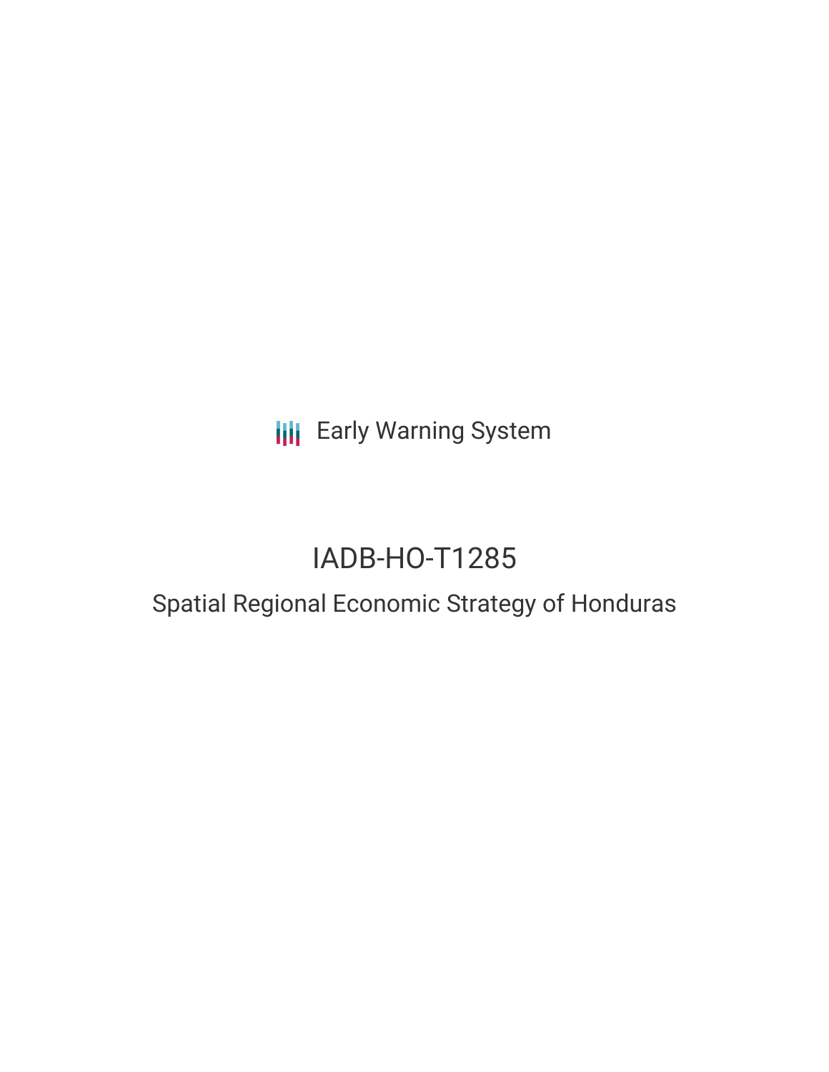Early Warning System

# IADB-HO-T1285

## Spatial Regional Economic Strategy of Honduras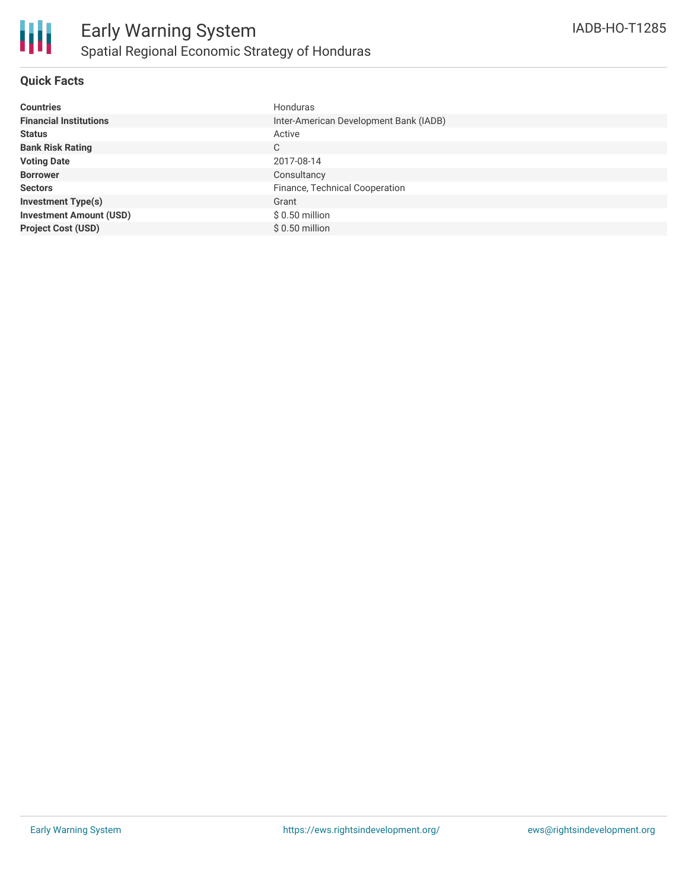# Early Warning System

## Spatial Regional Economic Strategy of Honduras

IADB-HO-T1285

### Quick Facts

| | |
|---|---|
| **Countries** | Honduras |
| **Financial Institutions** | Inter-American Development Bank (IADB) |
| **Status** | Active |
| **Bank Risk Rating** | C |
| **Voting Date** | 2017-08-14 |
| **Borrower** | Consultancy |
| **Sectors** | Finance, Technical Cooperation |
| **Investment Type(s)** | Grant |
| **Investment Amount (USD)** | $ 0.50 million |
| **Project Cost (USD)** | $ 0.50 million |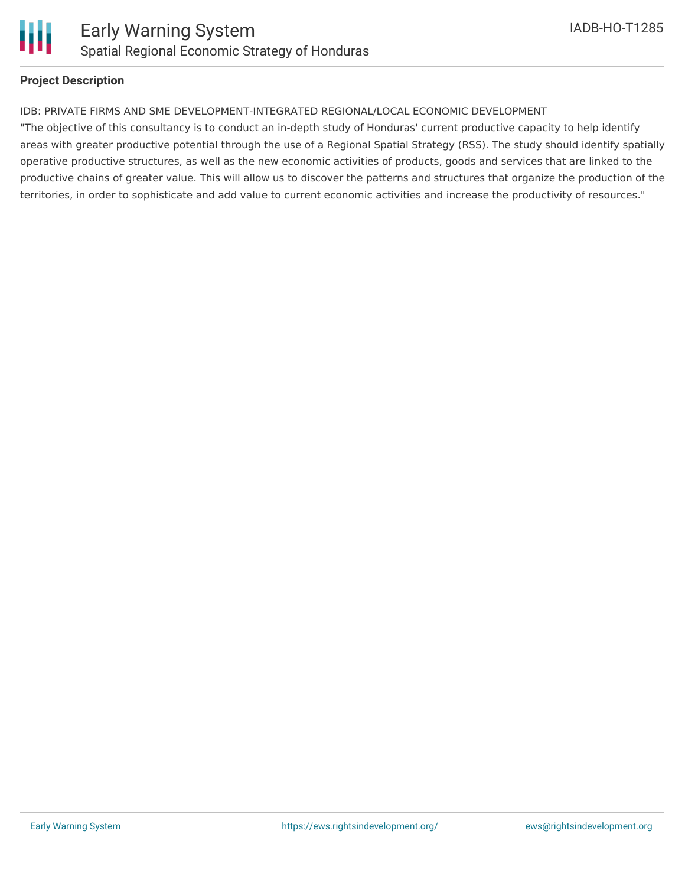## Project Description

IDB: PRIVATE FIRMS AND SME DEVELOPMENT-INTEGRATED REGIONAL/LOCAL ECONOMIC DEVELOPMENT

"The objective of this consultancy is to conduct an in-depth study of Honduras' current productive capacity to help identify areas with greater productive potential through the use of a Regional Spatial Strategy (RSS). The study should identify spatially operative productive structures, as well as the new economic activities of products, goods and services that are linked to the productive chains of greater value. This will allow us to discover the patterns and structures that organize the production of the territories, in order to sophisticate and add value to current economic activities and increase the productivity of resources."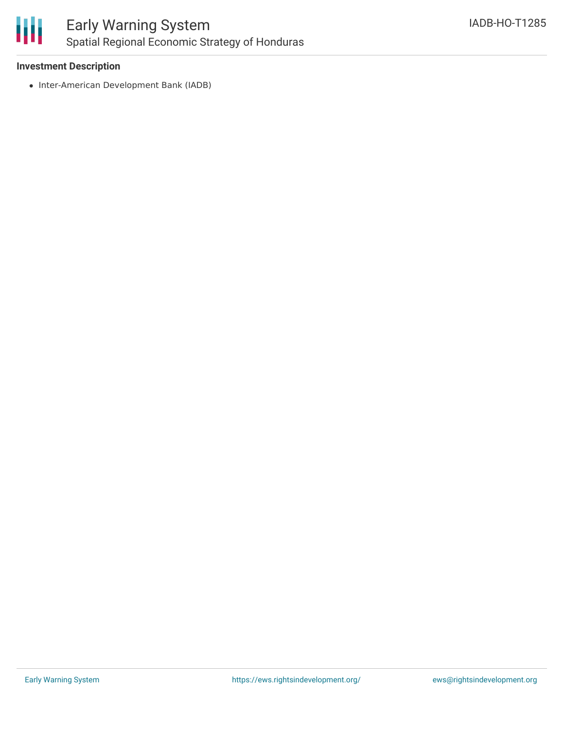**Investment Description**

- Inter-American Development Bank (IADB)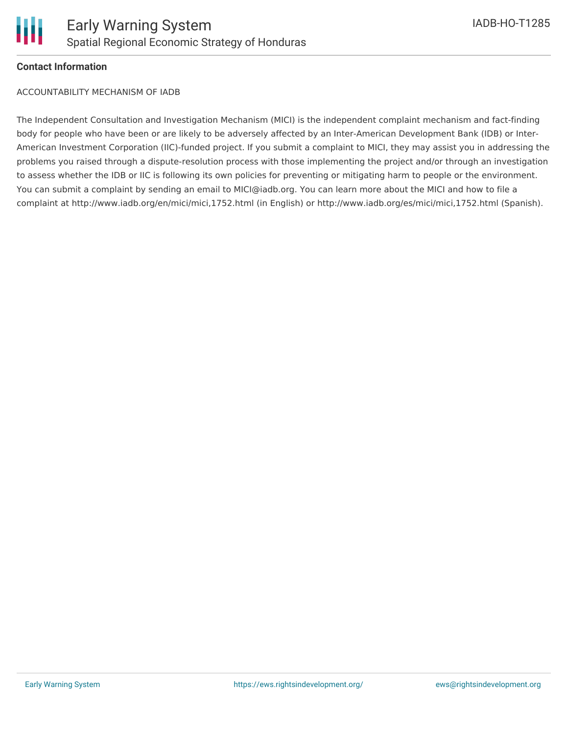**Contact Information**

ACCOUNTABILITY MECHANISM OF IADB

The Independent Consultation and Investigation Mechanism (MICI) is the independent complaint mechanism and fact-finding body for people who have been or are likely to be adversely affected by an Inter-American Development Bank (IDB) or Inter-American Investment Corporation (IIC)-funded project. If you submit a complaint to MICI, they may assist you in addressing the problems you raised through a dispute-resolution process with those implementing the project and/or through an investigation to assess whether the IDB or IIC is following its own policies for preventing or mitigating harm to people or the environment. You can submit a complaint by sending an email to MICI@iadb.org. You can learn more about the MICI and how to file a complaint at http://www.iadb.org/en/mici/mici,1752.html (in English) or http://www.iadb.org/es/mici/mici,1752.html (Spanish).